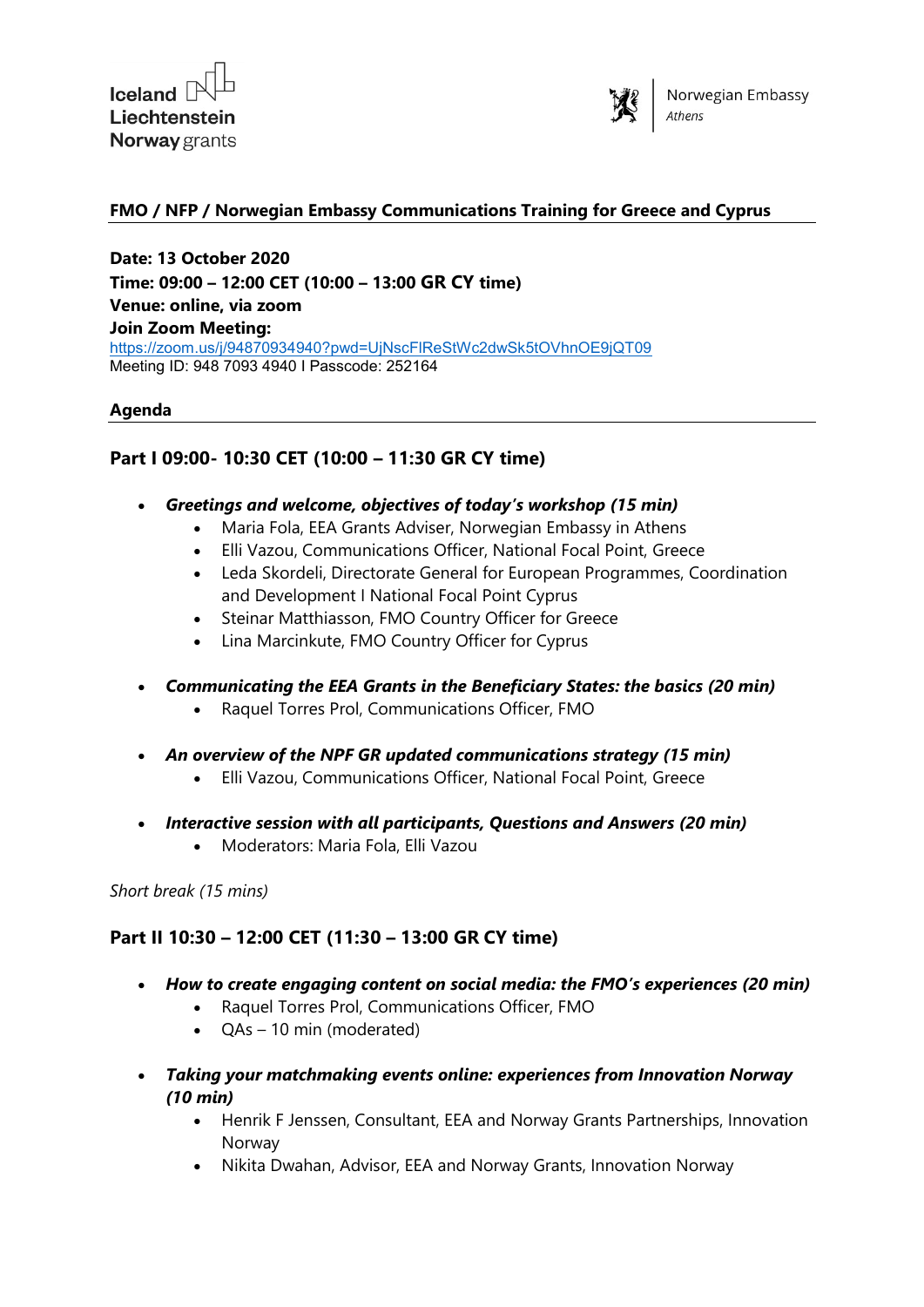Iceland
Liechtenstein
Norway grants

Norwegian Embassy
*Athens*

## FMO / NFP / Norwegian Embassy Communications Training for Greece and Cyprus

**Date: 13 October 2020**
**Time: 09:00 – 12:00 CET (10:00 – 13:00 GR CY time)**
**Venue: online, via zoom**
**Join Zoom Meeting:**
https://zoom.us/j/94870934940?pwd=UjNscFlReStWc2dwSk5tOVhnOE9jQT09
Meeting ID: 948 7093 4940 I Passcode: 252164

### Agenda

### Part I 09:00- 10:30 CET (10:00 – 11:30 GR CY time)

- ***Greetings and welcome, objectives of today's workshop (15 min)***
    - Maria Fola, EEA Grants Adviser, Norwegian Embassy in Athens
    - Elli Vazou, Communications Officer, National Focal Point, Greece
    - Leda Skordeli, Directorate General for European Programmes, Coordination and Development I National Focal Point Cyprus
    - Steinar Matthiasson, FMO Country Officer for Greece
    - Lina Marcinkute, FMO Country Officer for Cyprus
- ***Communicating the EEA Grants in the Beneficiary States: the basics (20 min)***
    - Raquel Torres Prol, Communications Officer, FMO
- ***An overview of the NPF GR updated communications strategy (15 min)***
    - Elli Vazou, Communications Officer, National Focal Point, Greece
- ***Interactive session with all participants, Questions and Answers (20 min)***
    - Moderators: Maria Fola, Elli Vazou

*Short break (15 mins)*

### Part II 10:30 – 12:00 CET (11:30 – 13:00 GR CY time)

- ***How to create engaging content on social media: the FMO's experiences (20 min)***
    - Raquel Torres Prol, Communications Officer, FMO
    - QAs – 10 min (moderated)
- ***Taking your matchmaking events online: experiences from Innovation Norway (10 min)***
    - Henrik F Jenssen, Consultant, EEA and Norway Grants Partnerships, Innovation Norway
    - Nikita Dwahan, Advisor, EEA and Norway Grants, Innovation Norway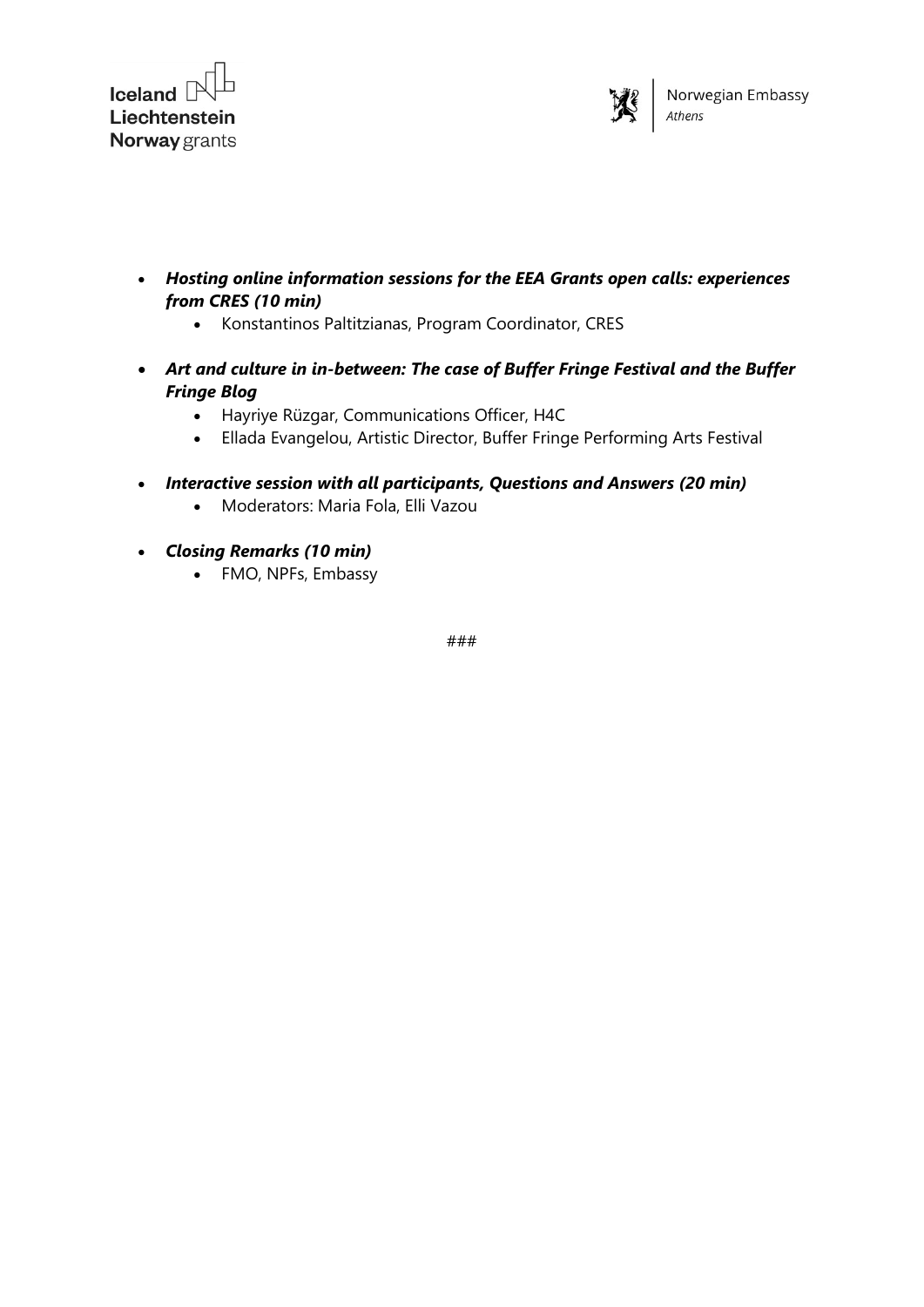- ***Hosting online information sessions for the EEA Grants open calls: experiences from CRES (10 min)***
    - Konstantinos Paltitzianas, Program Coordinator, CRES
- ***Art and culture in in-between: The case of Buffer Fringe Festival and the Buffer Fringe Blog***
    - Hayriye Rüzgar, Communications Officer, H4C
    - Ellada Evangelou, Artistic Director, Buffer Fringe Performing Arts Festival
- ***Interactive session with all participants, Questions and Answers (20 min)***
    - Moderators: Maria Fola, Elli Vazou
- ***Closing Remarks (10 min)***
    - FMO, NPFs, Embassy

###